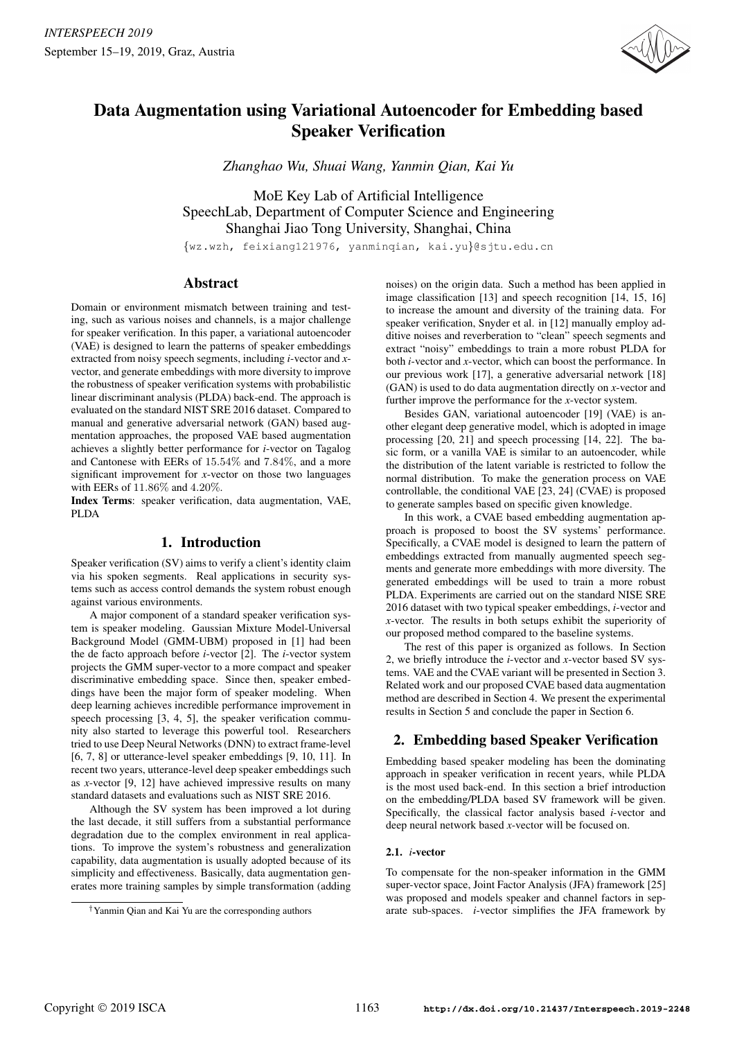# Data Augmentation using Variational Autoencoder for Embedding based Speaker Verification

*Zhanghao Wu, Shuai Wang, Yanmin Qian, Kai Yu*

MoE Key Lab of Artificial Intelligence
SpeechLab, Department of Computer Science and Engineering
Shanghai Jiao Tong University, Shanghai, China

{wz.wzh, feixiang121976, yanminqian, kai.yu}@sjtu.edu.cn

## Abstract

Domain or environment mismatch between training and testing, such as various noises and channels, is a major challenge for speaker verification. In this paper, a variational autoencoder (VAE) is designed to learn the patterns of speaker embeddings extracted from noisy speech segments, including *i*-vector and *x*-vector, and generate embeddings with more diversity to improve the robustness of speaker verification systems with probabilistic linear discriminant analysis (PLDA) back-end. The approach is evaluated on the standard NIST SRE 2016 dataset. Compared to manual and generative adversarial network (GAN) based augmentation approaches, the proposed VAE based augmentation achieves a slightly better performance for *i*-vector on Tagalog and Cantonese with EERs of $15.54\%$ and $7.84\%$, and a more significant improvement for *x*-vector on those two languages with EERs of $11.86\%$ and $4.20\%$.

**Index Terms**: speaker verification, data augmentation, VAE, PLDA

## 1. Introduction

Speaker verification (SV) aims to verify a client's identity claim via his spoken segments. Real applications in security systems such as access control demands the system robust enough against various environments.

A major component of a standard speaker verification system is speaker modeling. Gaussian Mixture Model-Universal Background Model (GMM-UBM) proposed in [1] had been the de facto approach before *i*-vector [2]. The *i*-vector system projects the GMM super-vector to a more compact and speaker discriminative embedding space. Since then, speaker embeddings have been the major form of speaker modeling. When deep learning achieves incredible performance improvement in speech processing [3, 4, 5], the speaker verification community also started to leverage this powerful tool. Researchers tried to use Deep Neural Networks (DNN) to extract frame-level [6, 7, 8] or utterance-level speaker embeddings [9, 10, 11]. In recent two years, utterance-level deep speaker embeddings such as *x*-vector [9, 12] have achieved impressive results on many standard datasets and evaluations such as NIST SRE 2016.

Although the SV system has been improved a lot during the last decade, it still suffers from a substantial performance degradation due to the complex environment in real applications. To improve the system's robustness and generalization capability, data augmentation is usually adopted because of its simplicity and effectiveness. Basically, data augmentation generates more training samples by simple transformation (adding noises) on the origin data. Such a method has been applied in image classification [13] and speech recognition [14, 15, 16] to increase the amount and diversity of the training data. For speaker verification, Snyder et al. in [12] manually employ additive noises and reverberation to "clean" speech segments and extract "noisy" embeddings to train a more robust PLDA for both *i*-vector and *x*-vector, which can boost the performance. In our previous work [17], a generative adversarial network [18] (GAN) is used to do data augmentation directly on *x*-vector and further improve the performance for the *x*-vector system.

Besides GAN, variational autoencoder [19] (VAE) is another elegant deep generative model, which is adopted in image processing [20, 21] and speech processing [14, 22]. The basic form, or a vanilla VAE is similar to an autoencoder, while the distribution of the latent variable is restricted to follow the normal distribution. To make the generation process on VAE controllable, the conditional VAE [23, 24] (CVAE) is proposed to generate samples based on specific given knowledge.

In this work, a CVAE based embedding augmentation approach is proposed to boost the SV systems' performance. Specifically, a CVAE model is designed to learn the pattern of embeddings extracted from manually augmented speech segments and generate more embeddings with more diversity. The generated embeddings will be used to train a more robust PLDA. Experiments are carried out on the standard NISE SRE 2016 dataset with two typical speaker embeddings, *i*-vector and *x*-vector. The results in both setups exhibit the superiority of our proposed method compared to the baseline systems.

The rest of this paper is organized as follows. In Section 2, we briefly introduce the *i*-vector and *x*-vector based SV systems. VAE and the CVAE variant will be presented in Section 3. Related work and our proposed CVAE based data augmentation method are described in Section 4. We present the experimental results in Section 5 and conclude the paper in Section 6.

## 2. Embedding based Speaker Verification

Embedding based speaker modeling has been the dominating approach in speaker verification in recent years, while PLDA is the most used back-end. In this section a brief introduction on the embedding/PLDA based SV framework will be given. Specifically, the classical factor analysis based *i*-vector and deep neural network based *x*-vector will be focused on.

### 2.1. *i*-vector

To compensate for the non-speaker information in the GMM super-vector space, Joint Factor Analysis (JFA) framework [25] was proposed and models speaker and channel factors in separate sub-spaces. *i*-vector simplifies the JFA framework by

†Yanmin Qian and Kai Yu are the corresponding authors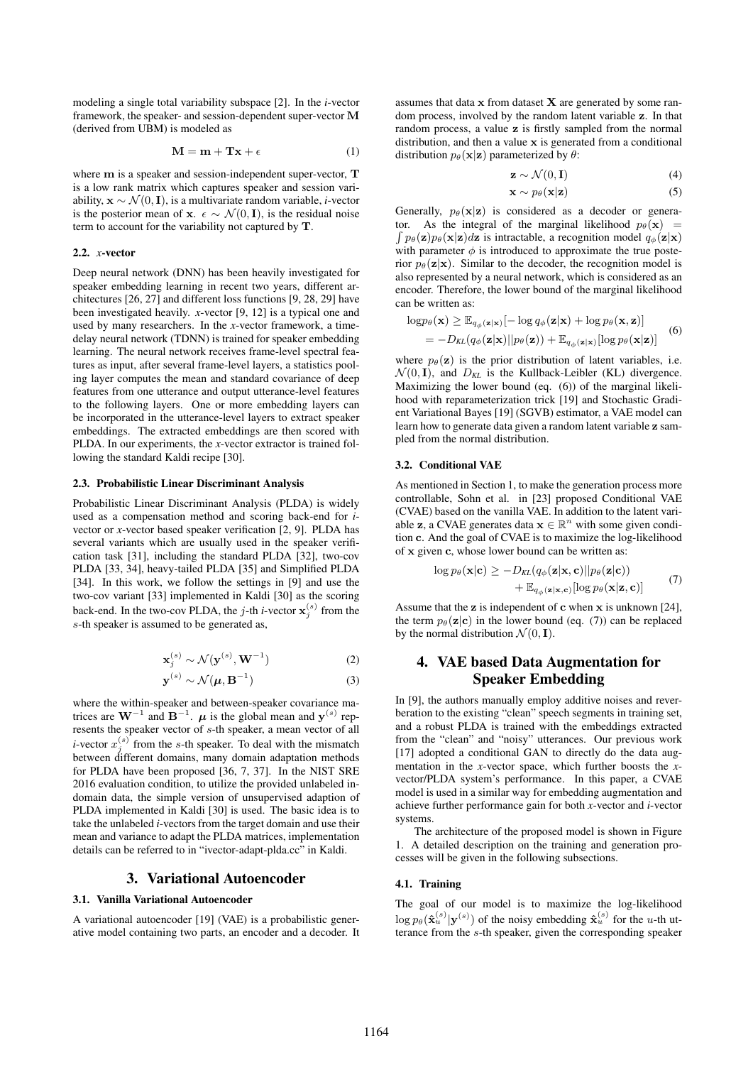modeling a single total variability subspace [2]. In the *i*-vector framework, the speaker- and session-dependent super-vector $\mathbf{M}$ (derived from UBM) is modeled as

$$\mathbf{M} = \mathbf{m} + \mathbf{T}\mathbf{x} + \epsilon \tag{1}$$

where $\mathbf{m}$ is a speaker and session-independent super-vector, $\mathbf{T}$ is a low rank matrix which captures speaker and session variability, $\mathbf{x} \sim \mathcal{N}(0, \mathbf{I})$, is a multivariate random variable, *i*-vector is the posterior mean of $\mathbf{x}$. $\epsilon \sim \mathcal{N}(0, \mathbf{I})$, is the residual noise term to account for the variability not captured by $\mathbf{T}$.

### 2.2. *x*-vector

Deep neural network (DNN) has been heavily investigated for speaker embedding learning in recent two years, different architectures [26, 27] and different loss functions [9, 28, 29] have been investigated heavily. *x*-vector [9, 12] is a typical one and used by many researchers. In the *x*-vector framework, a time-delay neural network (TDNN) is trained for speaker embedding learning. The neural network receives frame-level spectral features as input, after several frame-level layers, a statistics pooling layer computes the mean and standard covariance of deep features from one utterance and output utterance-level features to the following layers. One or more embedding layers can be incorporated in the utterance-level layers to extract speaker embeddings. The extracted embeddings are then scored with PLDA. In our experiments, the *x*-vector extractor is trained following the standard Kaldi recipe [30].

### 2.3. Probabilistic Linear Discriminant Analysis

Probabilistic Linear Discriminant Analysis (PLDA) is widely used as a compensation method and scoring back-end for *i*-vector or *x*-vector based speaker verification [2, 9]. PLDA has several variants which are usually used in the speaker verification task [31], including the standard PLDA [32], two-cov PLDA [33, 34], heavy-tailed PLDA [35] and Simplified PLDA [34]. In this work, we follow the settings in [9] and use the two-cov variant [33] implemented in Kaldi [30] as the scoring back-end. In the two-cov PLDA, the $j$-th *i*-vector $\mathbf{x}_j^{(s)}$ from the $s$-th speaker is assumed to be generated as,

$$\mathbf{x}_j^{(s)} \sim \mathcal{N}(\mathbf{y}^{(s)}, \mathbf{W}^{-1}) \tag{2}$$

$$\mathbf{y}^{(s)} \sim \mathcal{N}(\boldsymbol{\mu}, \mathbf{B}^{-1}) \tag{3}$$

where the within-speaker and between-speaker covariance matrices are $\mathbf{W}^{-1}$ and $\mathbf{B}^{-1}$. $\boldsymbol{\mu}$ is the global mean and $\mathbf{y}^{(s)}$ represents the speaker vector of $s$-th speaker, a mean vector of all *i*-vector $x_j^{(s)}$ from the $s$-th speaker. To deal with the mismatch between different domains, many domain adaptation methods for PLDA have been proposed [36, 7, 37]. In the NIST SRE 2016 evaluation condition, to utilize the provided unlabeled in-domain data, the simple version of unsupervised adaption of PLDA implemented in Kaldi [30] is used. The basic idea is to take the unlabeled *i*-vectors from the target domain and use their mean and variance to adapt the PLDA matrices, implementation details can be referred to in "ivector-adapt-plda.cc" in Kaldi.

## 3. Variational Autoencoder

### 3.1. Vanilla Variational Autoencoder

A variational autoencoder [19] (VAE) is a probabilistic generative model containing two parts, an encoder and a decoder. It assumes that data $\mathbf{x}$ from dataset $\mathbf{X}$ are generated by some random process, involved by the random latent variable $\mathbf{z}$. In that random process, a value $\mathbf{z}$ is firstly sampled from the normal distribution, and then a value $\mathbf{x}$ is generated from a conditional distribution $p_\theta(\mathbf{x}|\mathbf{z})$ parameterized by $\theta$:

$$\mathbf{z} \sim \mathcal{N}(0, \mathbf{I}) \tag{4}$$

$$\mathbf{x} \sim p_\theta(\mathbf{x}|\mathbf{z}) \tag{5}$$

Generally, $p_\theta(\mathbf{x}|\mathbf{z})$ is considered as a decoder or generator. As the integral of the marginal likelihood $p_\theta(\mathbf{x}) = \int p_\theta(\mathbf{z})p_\theta(\mathbf{x}|\mathbf{z})d\mathbf{z}$ is intractable, a recognition model $q_\phi(\mathbf{z}|\mathbf{x})$ with parameter $\phi$ is introduced to approximate the true posterior $p_\theta(\mathbf{z}|\mathbf{x})$. Similar to the decoder, the recognition model is also represented by a neural network, which is considered as an encoder. Therefore, the lower bound of the marginal likelihood can be written as:

$$\begin{aligned}\log p_\theta(\mathbf{x}) &\geq \mathbb{E}_{q_\phi(\mathbf{z}|\mathbf{x})}[-\log q_\phi(\mathbf{z}|\mathbf{x}) + \log p_\theta(\mathbf{x}, \mathbf{z})] \\ &= -D_{KL}(q_\phi(\mathbf{z}|\mathbf{x})||p_\theta(\mathbf{z})) + \mathbb{E}_{q_\phi(\mathbf{z}|\mathbf{x})}[\log p_\theta(\mathbf{x}|\mathbf{z})]\end{aligned} \tag{6}$$

where $p_\theta(\mathbf{z})$ is the prior distribution of latent variables, i.e. $\mathcal{N}(0, \mathbf{I})$, and $D_{KL}$ is the Kullback-Leibler (KL) divergence. Maximizing the lower bound (eq. (6)) of the marginal likelihood with reparameterization trick [19] and Stochastic Gradient Variational Bayes [19] (SGVB) estimator, a VAE model can learn how to generate data given a random latent variable $\mathbf{z}$ sampled from the normal distribution.

### 3.2. Conditional VAE

As mentioned in Section 1, to make the generation process more controllable, Sohn et al. in [23] proposed Conditional VAE (CVAE) based on the vanilla VAE. In addition to the latent variable $\mathbf{z}$, a CVAE generates data $\mathbf{x} \in \mathbb{R}^n$ with some given condition $\mathbf{c}$. And the goal of CVAE is to maximize the log-likelihood of $\mathbf{x}$ given $\mathbf{c}$, whose lower bound can be written as:

$$\begin{aligned}\log p_\theta(\mathbf{x}|\mathbf{c}) \geq &-D_{KL}(q_\phi(\mathbf{z}|\mathbf{x}, \mathbf{c})||p_\theta(\mathbf{z}|\mathbf{c})) \\ &+ \mathbb{E}_{q_\phi(\mathbf{z}|\mathbf{x}, \mathbf{c})}[\log p_\theta(\mathbf{x}|\mathbf{z}, \mathbf{c})]\end{aligned} \tag{7}$$

Assume that the $\mathbf{z}$ is independent of $\mathbf{c}$ when $\mathbf{x}$ is unknown [24], the term $p_\theta(\mathbf{z}|\mathbf{c})$ in the lower bound (eq. (7)) can be replaced by the normal distribution $\mathcal{N}(0, \mathbf{I})$.

## 4. VAE based Data Augmentation for Speaker Embedding

In [9], the authors manually employ additive noises and reverberation to the existing "clean" speech segments in training set, and a robust PLDA is trained with the embeddings extracted from the "clean" and "noisy" utterances. Our previous work [17] adopted a conditional GAN to directly do the data augmentation in the *x*-vector space, which further boosts the *x*-vector/PLDA system's performance. In this paper, a CVAE model is used in a similar way for embedding augmentation and achieve further performance gain for both *x*-vector and *i*-vector systems.

The architecture of the proposed model is shown in Figure 1. A detailed description on the training and generation processes will be given in the following subsections.

### 4.1. Training

The goal of our model is to maximize the log-likelihood $\log p_\theta(\hat{\mathbf{x}}_u^{(s)}|\mathbf{y}^{(s)})$ of the noisy embedding $\hat{\mathbf{x}}_u^{(s)}$ for the $u$-th utterance from the $s$-th speaker, given the corresponding speaker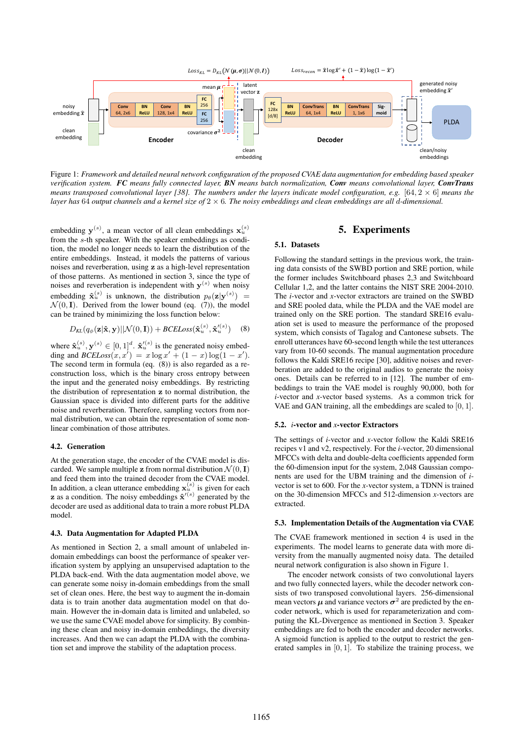Figure 1: *Framework and detailed neural network configuration of the proposed CVAE data augmentation for embedding based speaker verification system.* ***FC*** *means fully connected layer,* ***BN*** *means batch normalization,* ***Conv*** *means convolutional layer,* ***ConvTrans*** *means transposed convolutional layer [38]. The numbers under the layers indicate model configuration, e.g.* $[64, 2 \times 6]$ *means the layer has* 64 *output channels and a kernel size of* $2 \times 6$*. The noisy embeddings and clean embeddings are all* $d$*-dimensional.*

embedding $\mathbf{y}^{(s)}$, a mean vector of all clean embeddings $\mathbf{x}_u^{(s)}$ from the $s$-th speaker. With the speaker embeddings as condition, the model no longer needs to learn the distribution of the entire embeddings. Instead, it models the patterns of various noises and reverberation, using $\mathbf{z}$ as a high-level representation of those patterns. As mentioned in section 3, since the type of noises and reverberation is independent with $\mathbf{y}^{(s)}$ when noisy embedding $\hat{\mathbf{x}}_u^{(s)}$ is unknown, the distribution $p_\theta(\mathbf{z}|\mathbf{y}^{(s)}) = \mathcal{N}(0, \mathbf{I})$. Derived from the lower bound (eq. (7)), the model can be trained by minimizing the loss function below:

$$D_{KL}(q_\phi(\mathbf{z}|\hat{\mathbf{x}}, \mathbf{y})||\mathcal{N}(0, \mathbf{I})) + \mathit{BCELoss}(\hat{\mathbf{x}}_u^{(s)}, \hat{\mathbf{x}}_u^{\prime(s)}) \quad (8)$$

where $\hat{\mathbf{x}}_u^{(s)}, \mathbf{y}^{(s)} \in [0, 1]^d$. $\hat{\mathbf{x}}_u^{\prime(s)}$ is the generated noisy embedding and $\mathit{BCELoss}(x, x') = x \log x' + (1 - x) \log(1 - x')$. The second term in formula (eq. (8)) is also regarded as a reconstruction loss, which is the binary cross entropy between the input and the generated noisy embeddings. By restricting the distribution of representation $\mathbf{z}$ to normal distribution, the Gaussian space is divided into different parts for the additive noise and reverberation. Therefore, sampling vectors from normal distribution, we can obtain the representation of some nonlinear combination of those attributes.

### 4.2. Generation

At the generation stage, the encoder of the CVAE model is discarded. We sample multiple $\mathbf{z}$ from normal distribution $\mathcal{N}(0, \mathbf{I})$ and feed them into the trained decoder from the CVAE model. In addition, a clean utterance embedding $\mathbf{x}_u^{(s)}$ is given for each $\mathbf{z}$ as a condition. The noisy embeddings $\hat{\mathbf{x}}^{\prime(s)}$ generated by the decoder are used as additional data to train a more robust PLDA model.

### 4.3. Data Augmentation for Adapted PLDA

As mentioned in Section 2, a small amount of unlabeled in-domain embeddings can boost the performance of speaker verification system by applying an unsupervised adaptation to the PLDA back-end. With the data augmentation model above, we can generate some noisy in-domain embeddings from the small set of clean ones. Here, the best way to augment the in-domain data is to train another data augmentation model on that domain. However the in-domain data is limited and unlabeled, so we use the same CVAE model above for simplicity. By combining these clean and noisy in-domain embeddings, the diversity increases. And then we can adapt the PLDA with the combination set and improve the stability of the adaptation process.

## 5. Experiments

### 5.1. Datasets

Following the standard settings in the previous work, the training data consists of the SWBD portion and SRE portion, while the former includes Switchboard phases 2,3 and Switchboard Cellular 1,2, and the latter contains the NIST SRE 2004-2010. The *i*-vector and *x*-vector extractors are trained on the SWBD and SRE pooled data, while the PLDA and the VAE model are trained only on the SRE portion. The standard SRE16 evaluation set is used to measure the performance of the proposed system, which consists of Tagalog and Cantonese subsets. The enroll utterances have 60-second length while the test utterances vary from 10-60 seconds. The manual augmentation procedure follows the Kaldi SRE16 recipe [30], additive noises and reverberation are added to the original audios to generate the noisy ones. Details can be referred to in [12]. The number of embeddings to train the VAE model is roughly 90,000, both for *i*-vector and *x*-vector based systems. As a common trick for VAE and GAN training, all the embeddings are scaled to $[0, 1]$.

### 5.2. *i*-vector and *x*-vector Extractors

The settings of *i*-vector and *x*-vector follow the Kaldi SRE16 recipes v1 and v2, respectively. For the *i*-vector, 20 dimensional MFCCs with delta and double-delta coefficients appended form the 60-dimension input for the system, 2,048 Gaussian components are used for the UBM training and the dimension of *i*-vector is set to 600. For the *x*-vector system, a TDNN is trained on the 30-dimension MFCCs and 512-dimension *x*-vectors are extracted.

### 5.3. Implementation Details of the Augmentation via CVAE

The CVAE framework mentioned in section 4 is used in the experiments. The model learns to generate data with more diversity from the manually augmented noisy data. The detailed neural network configuration is also shown in Figure 1.

The encoder network consists of two convolutional layers and two fully connected layers, while the decoder network consists of two transposed convolutional layers. 256-dimensional mean vectors $\boldsymbol{\mu}$ and variance vectors $\boldsymbol{\sigma}^2$ are predicted by the encoder network, which is used for reparameterization and computing the KL-Divergence as mentioned in Section 3. Speaker embeddings are fed to both the encoder and decoder networks. A sigmoid function is applied to the output to restrict the generated samples in $[0, 1]$. To stabilize the training process, we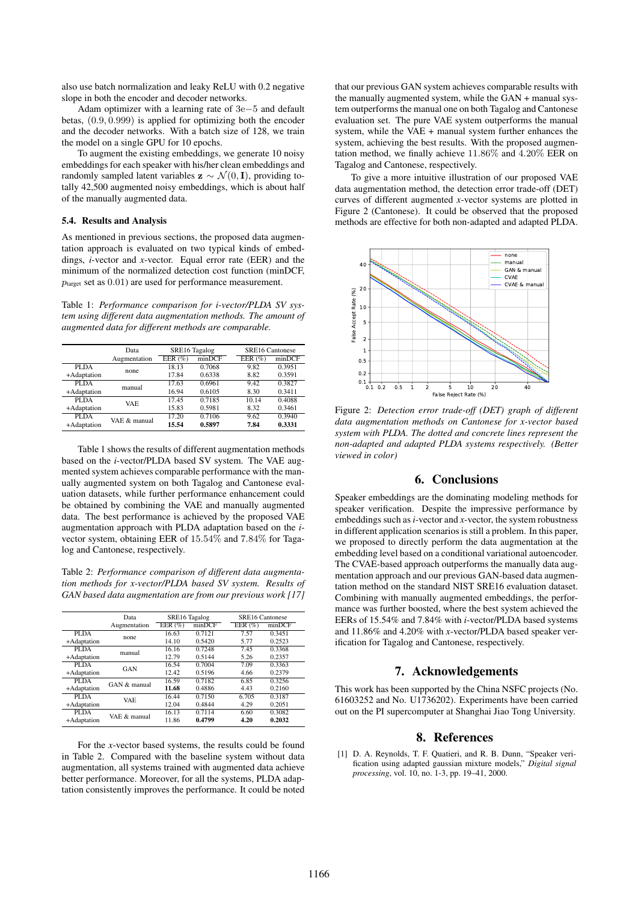also use batch normalization and leaky ReLU with 0.2 negative slope in both the encoder and decoder networks.

Adam optimizer with a learning rate of $3e{-5}$ and default betas, $(0.9, 0.999)$ is applied for optimizing both the encoder and the decoder networks. With a batch size of 128, we train the model on a single GPU for 10 epochs.

To augment the existing embeddings, we generate 10 noisy embeddings for each speaker with his/her clean embeddings and randomly sampled latent variables $\mathbf{z} \sim \mathcal{N}(0, \mathbf{I})$, providing totally 42,500 augmented noisy embeddings, which is about half of the manually augmented data.

### 5.4. Results and Analysis

As mentioned in previous sections, the proposed data augmentation approach is evaluated on two typical kinds of embeddings, *i*-vector and *x*-vector. Equal error rate (EER) and the minimum of the normalized detection cost function (minDCF, $p_{\text{target}}$ set as $0.01$) are used for performance measurement.

Table 1: *Performance comparison for i-vector/PLDA SV system using different data augmentation methods. The amount of augmented data for different methods are comparable.*

| | Data Augmentation | SRE16 Tagalog | | SRE16 Cantonese | |
|---|---|---|---|---|---|
| | | EER (%) | minDCF | EER (%) | minDCF |
| PLDA | none | 18.13 | 0.7068 | 9.82 | 0.3951 |
| +Adaptation | | 17.84 | 0.6338 | 8.82 | 0.3591 |
| PLDA | manual | 17.63 | 0.6961 | 9.42 | 0.3827 |
| +Adaptation | | 16.94 | 0.6105 | 8.30 | 0.3411 |
| PLDA | VAE | 17.45 | 0.7185 | 10.14 | 0.4088 |
| +Adaptation | | 15.83 | 0.5981 | 8.32 | 0.3461 |
| PLDA | VAE & manual | 17.20 | 0.7106 | 9.62 | 0.3940 |
| +Adaptation | | **15.54** | **0.5897** | **7.84** | **0.3331** |

Table 1 shows the results of different augmentation methods based on the *i*-vector/PLDA based SV system. The VAE augmented system achieves comparable performance with the manually augmented system on both Tagalog and Cantonese evaluation datasets, while further performance enhancement could be obtained by combining the VAE and manually augmented data. The best performance is achieved by the proposed VAE augmentation approach with PLDA adaptation based on the *i*-vector system, obtaining EER of $15.54\%$ and $7.84\%$ for Tagalog and Cantonese, respectively.

Table 2: *Performance comparison of different data augmentation methods for x-vector/PLDA based SV system. Results of GAN based data augmentation are from our previous work [17]*

| | Data Augmentation | SRE16 Tagalog | | SRE16 Cantonese | |
|---|---|---|---|---|---|
| | | EER (%) | minDCF | EER (%) | minDCF |
| PLDA | none | 16.63 | 0.7121 | 7.57 | 0.3451 |
| +Adaptation | | 14.10 | 0.5420 | 5.77 | 0.2523 |
| PLDA | manual | 16.16 | 0.7248 | 7.45 | 0.3368 |
| +Adaptation | | 12.79 | 0.5144 | 5.26 | 0.2357 |
| PLDA | GAN | 16.54 | 0.7004 | 7.09 | 0.3363 |
| +Adaptation | | 12.42 | 0.5196 | 4.66 | 0.2379 |
| PLDA | GAN & manual | 16.59 | 0.7182 | 6.85 | 0.3256 |
| +Adaptation | | **11.68** | 0.4886 | 4.43 | 0.2160 |
| PLDA | VAE | 16.44 | 0.7150 | 6.705 | 0.3187 |
| +Adaptation | | 12.04 | 0.4844 | 4.29 | 0.2051 |
| PLDA | VAE & manual | 16.13 | 0.7114 | 6.60 | 0.3082 |
| +Adaptation | | 11.86 | **0.4799** | **4.20** | **0.2032** |

For the *x*-vector based systems, the results could be found in Table 2. Compared with the baseline system without data augmentation, all systems trained with augmented data achieve better performance. Moreover, for all the systems, PLDA adaptation consistently improves the performance. It could be noted that our previous GAN system achieves comparable results with the manually augmented system, while the GAN + manual system outperforms the manual one on both Tagalog and Cantonese evaluation set. The pure VAE system outperforms the manual system, while the VAE + manual system further enhances the system, achieving the best results. With the proposed augmentation method, we finally achieve $11.86\%$ and $4.20\%$ EER on Tagalog and Cantonese, respectively.

To give a more intuitive illustration of our proposed VAE data augmentation method, the detection error trade-off (DET) curves of different augmented *x*-vector systems are plotted in Figure 2 (Cantonese). It could be observed that the proposed methods are effective for both non-adapted and adapted PLDA.

Figure 2: *Detection error trade-off (DET) graph of different data augmentation methods on Cantonese for x-vector based system with PLDA. The dotted and concrete lines represent the non-adapted and adapted PLDA systems respectively. (Better viewed in color)*

## 6. Conclusions

Speaker embeddings are the dominating modeling methods for speaker verification. Despite the impressive performance by embeddings such as *i*-vector and *x*-vector, the system robustness in different application scenarios is still a problem. In this paper, we proposed to directly perform the data augmentation at the embedding level based on a conditional variational autoencoder. The CVAE-based approach outperforms the manually data augmentation approach and our previous GAN-based data augmentation method on the standard NIST SRE16 evaluation dataset. Combining with manually augmented embeddings, the performance was further boosted, where the best system achieved the EERs of 15.54% and 7.84% with *i*-vector/PLDA based systems and 11.86% and 4.20% with *x*-vector/PLDA based speaker verification for Tagalog and Cantonese, respectively.

## 7. Acknowledgements

This work has been supported by the China NSFC projects (No. 61603252 and No. U1736202). Experiments have been carried out on the PI supercomputer at Shanghai Jiao Tong University.

## 8. References

[1] D. A. Reynolds, T. F. Quatieri, and R. B. Dunn, "Speaker verification using adapted gaussian mixture models," *Digital signal processing*, vol. 10, no. 1-3, pp. 19–41, 2000.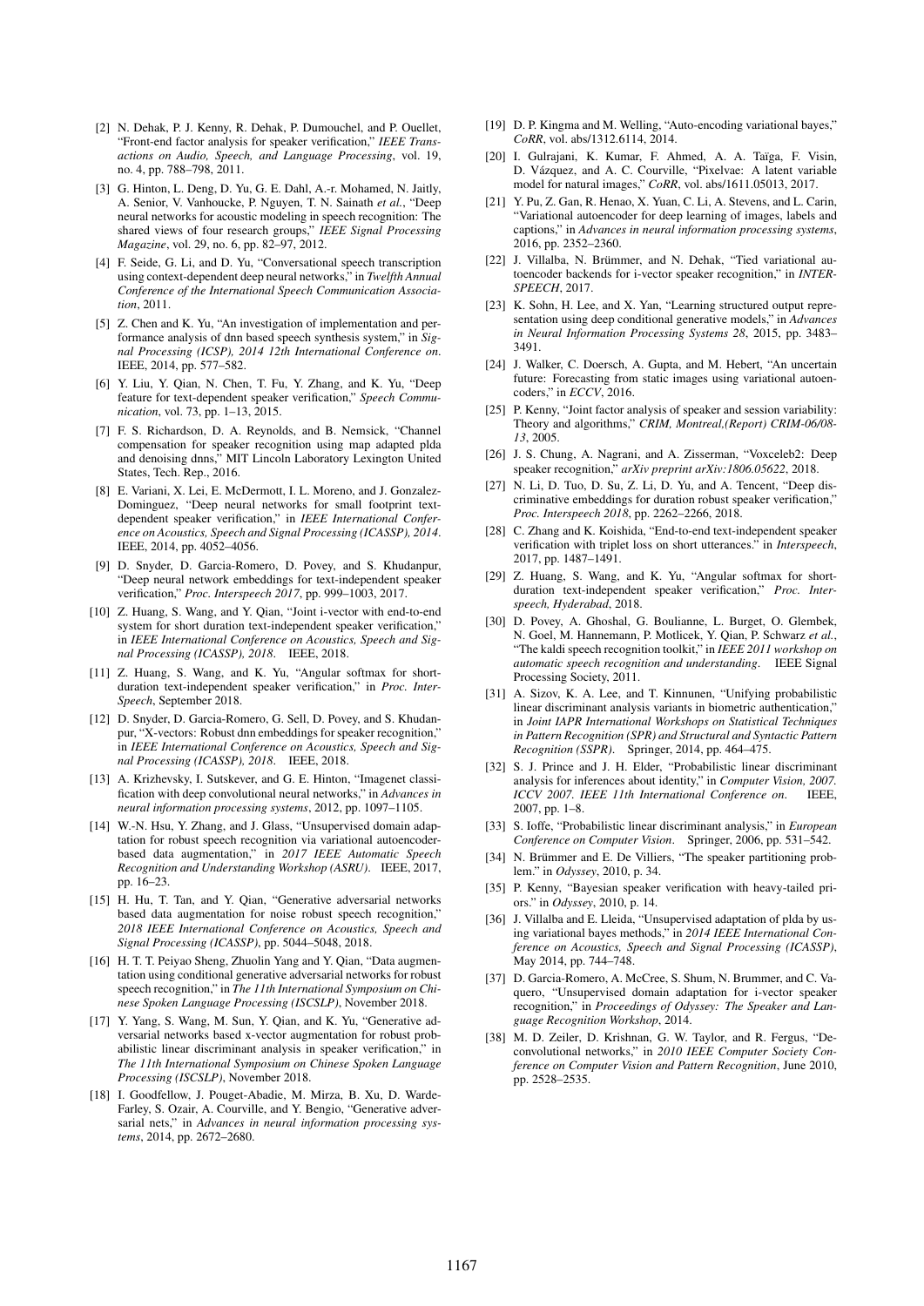[2] N. Dehak, P. J. Kenny, R. Dehak, P. Dumouchel, and P. Ouellet, "Front-end factor analysis for speaker verification," *IEEE Transactions on Audio, Speech, and Language Processing*, vol. 19, no. 4, pp. 788–798, 2011.

[3] G. Hinton, L. Deng, D. Yu, G. E. Dahl, A.-r. Mohamed, N. Jaitly, A. Senior, V. Vanhoucke, P. Nguyen, T. N. Sainath *et al.*, "Deep neural networks for acoustic modeling in speech recognition: The shared views of four research groups," *IEEE Signal Processing Magazine*, vol. 29, no. 6, pp. 82–97, 2012.

[4] F. Seide, G. Li, and D. Yu, "Conversational speech transcription using context-dependent deep neural networks," in *Twelfth Annual Conference of the International Speech Communication Association*, 2011.

[5] Z. Chen and K. Yu, "An investigation of implementation and performance analysis of dnn based speech synthesis system," in *Signal Processing (ICSP), 2014 12th International Conference on*. IEEE, 2014, pp. 577–582.

[6] Y. Liu, Y. Qian, N. Chen, T. Fu, Y. Zhang, and K. Yu, "Deep feature for text-dependent speaker verification," *Speech Communication*, vol. 73, pp. 1–13, 2015.

[7] F. S. Richardson, D. A. Reynolds, and B. Nemsick, "Channel compensation for speaker recognition using map adapted plda and denoising dnns," MIT Lincoln Laboratory Lexington United States, Tech. Rep., 2016.

[8] E. Variani, X. Lei, E. McDermott, I. L. Moreno, and J. Gonzalez-Dominguez, "Deep neural networks for small footprint text-dependent speaker verification," in *IEEE International Conference on Acoustics, Speech and Signal Processing (ICASSP), 2014*. IEEE, 2014, pp. 4052–4056.

[9] D. Snyder, D. Garcia-Romero, D. Povey, and S. Khudanpur, "Deep neural network embeddings for text-independent speaker verification," *Proc. Interspeech 2017*, pp. 999–1003, 2017.

[10] Z. Huang, S. Wang, and Y. Qian, "Joint i-vector with end-to-end system for short duration text-independent speaker verification," in *IEEE International Conference on Acoustics, Speech and Signal Processing (ICASSP), 2018*. IEEE, 2018.

[11] Z. Huang, S. Wang, and K. Yu, "Angular softmax for short-duration text-independent speaker verification," in *Proc. Inter-Speech*, September 2018.

[12] D. Snyder, D. Garcia-Romero, G. Sell, D. Povey, and S. Khudanpur, "X-vectors: Robust dnn embeddings for speaker recognition," in *IEEE International Conference on Acoustics, Speech and Signal Processing (ICASSP), 2018*. IEEE, 2018.

[13] A. Krizhevsky, I. Sutskever, and G. E. Hinton, "Imagenet classification with deep convolutional neural networks," in *Advances in neural information processing systems*, 2012, pp. 1097–1105.

[14] W.-N. Hsu, Y. Zhang, and J. Glass, "Unsupervised domain adaptation for robust speech recognition via variational autoencoder-based data augmentation," in *2017 IEEE Automatic Speech Recognition and Understanding Workshop (ASRU)*. IEEE, 2017, pp. 16–23.

[15] H. Hu, T. Tan, and Y. Qian, "Generative adversarial networks based data augmentation for noise robust speech recognition," *2018 IEEE International Conference on Acoustics, Speech and Signal Processing (ICASSP)*, pp. 5044–5048, 2018.

[16] H. T. T. Peiyao Sheng, Zhuolin Yang and Y. Qian, "Data augmentation using conditional generative adversarial networks for robust speech recognition," in *The 11th International Symposium on Chinese Spoken Language Processing (ISCSLP)*, November 2018.

[17] Y. Yang, S. Wang, M. Sun, Y. Qian, and K. Yu, "Generative adversarial networks based x-vector augmentation for robust probabilistic linear discriminant analysis in speaker verification," in *The 11th International Symposium on Chinese Spoken Language Processing (ISCSLP)*, November 2018.

[18] I. Goodfellow, J. Pouget-Abadie, M. Mirza, B. Xu, D. Warde-Farley, S. Ozair, A. Courville, and Y. Bengio, "Generative adversarial nets," in *Advances in neural information processing systems*, 2014, pp. 2672–2680.

[19] D. P. Kingma and M. Welling, "Auto-encoding variational bayes," *CoRR*, vol. abs/1312.6114, 2014.

[20] I. Gulrajani, K. Kumar, F. Ahmed, A. A. Taïga, F. Visin, D. Vázquez, and A. C. Courville, "Pixelvae: A latent variable model for natural images," *CoRR*, vol. abs/1611.05013, 2017.

[21] Y. Pu, Z. Gan, R. Henao, X. Yuan, C. Li, A. Stevens, and L. Carin, "Variational autoencoder for deep learning of images, labels and captions," in *Advances in neural information processing systems*, 2016, pp. 2352–2360.

[22] J. Villalba, N. Brümmer, and N. Dehak, "Tied variational autoencoder backends for i-vector speaker recognition," in *INTERSPEECH*, 2017.

[23] K. Sohn, H. Lee, and X. Yan, "Learning structured output representation using deep conditional generative models," in *Advances in Neural Information Processing Systems 28*, 2015, pp. 3483–3491.

[24] J. Walker, C. Doersch, A. Gupta, and M. Hebert, "An uncertain future: Forecasting from static images using variational autoencoders," in *ECCV*, 2016.

[25] P. Kenny, "Joint factor analysis of speaker and session variability: Theory and algorithms," *CRIM, Montreal,(Report) CRIM-06/08-13*, 2005.

[26] J. S. Chung, A. Nagrani, and A. Zisserman, "Voxceleb2: Deep speaker recognition," *arXiv preprint arXiv:1806.05622*, 2018.

[27] N. Li, D. Tuo, D. Su, Z. Li, D. Yu, and A. Tencent, "Deep discriminative embeddings for duration robust speaker verification," *Proc. Interspeech 2018*, pp. 2262–2266, 2018.

[28] C. Zhang and K. Koishida, "End-to-end text-independent speaker verification with triplet loss on short utterances." in *Interspeech*, 2017, pp. 1487–1491.

[29] Z. Huang, S. Wang, and K. Yu, "Angular softmax for short-duration text-independent speaker verification," *Proc. Interspeech, Hyderabad*, 2018.

[30] D. Povey, A. Ghoshal, G. Boulianne, L. Burget, O. Glembek, N. Goel, M. Hannemann, P. Motlicek, Y. Qian, P. Schwarz *et al.*, "The kaldi speech recognition toolkit," in *IEEE 2011 workshop on automatic speech recognition and understanding*. IEEE Signal Processing Society, 2011.

[31] A. Sizov, K. A. Lee, and T. Kinnunen, "Unifying probabilistic linear discriminant analysis variants in biometric authentication," in *Joint IAPR International Workshops on Statistical Techniques in Pattern Recognition (SPR) and Structural and Syntactic Pattern Recognition (SSPR)*. Springer, 2014, pp. 464–475.

[32] S. J. Prince and J. H. Elder, "Probabilistic linear discriminant analysis for inferences about identity," in *Computer Vision, 2007. ICCV 2007. IEEE 11th International Conference on*. IEEE, 2007, pp. 1–8.

[33] S. Ioffe, "Probabilistic linear discriminant analysis," in *European Conference on Computer Vision*. Springer, 2006, pp. 531–542.

[34] N. Brümmer and E. De Villiers, "The speaker partitioning problem." in *Odyssey*, 2010, p. 34.

[35] P. Kenny, "Bayesian speaker verification with heavy-tailed priors." in *Odyssey*, 2010, p. 14.

[36] J. Villalba and E. Lleida, "Unsupervised adaptation of plda by using variational bayes methods," in *2014 IEEE International Conference on Acoustics, Speech and Signal Processing (ICASSP)*, May 2014, pp. 744–748.

[37] D. Garcia-Romero, A. McCree, S. Shum, N. Brummer, and C. Vaquero, "Unsupervised domain adaptation for i-vector speaker recognition," in *Proceedings of Odyssey: The Speaker and Language Recognition Workshop*, 2014.

[38] M. D. Zeiler, D. Krishnan, G. W. Taylor, and R. Fergus, "Deconvolutional networks," in *2010 IEEE Computer Society Conference on Computer Vision and Pattern Recognition*, June 2010, pp. 2528–2535.